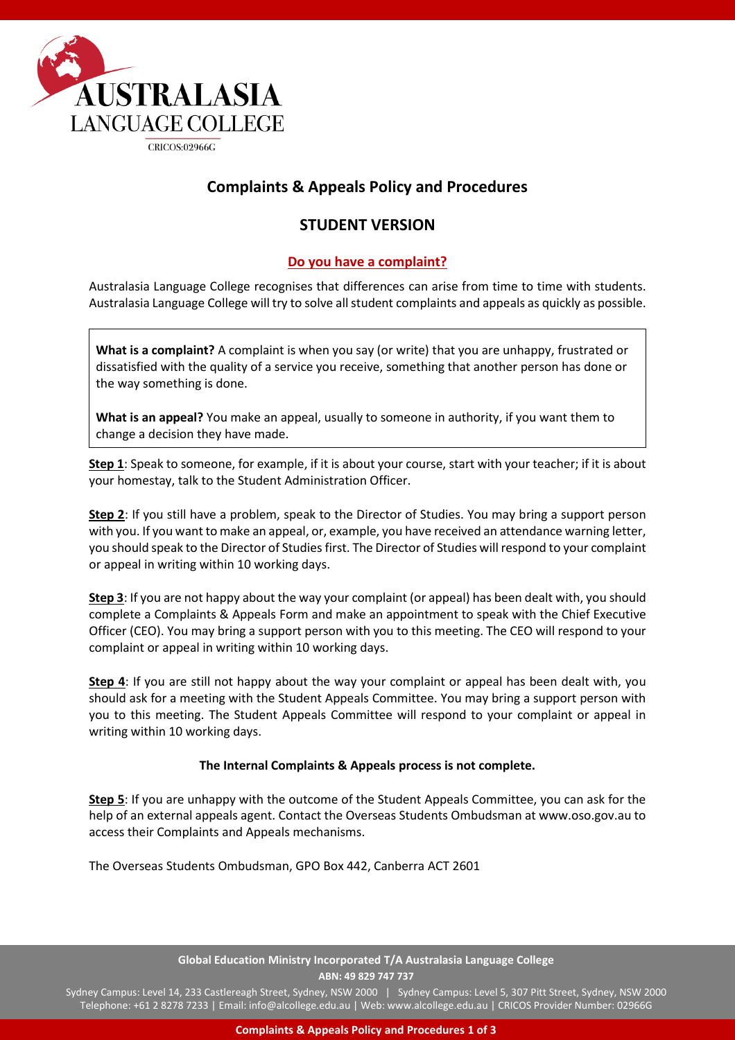AUSTRALASIA
LANGUAGE COLLEGE
CRICOS:02966G

# Complaints & Appeals Policy and Procedures

## STUDENT VERSION

### Do you have a complaint?

Australasia Language College recognises that differences can arise from time to time with students. Australasia Language College will try to solve all student complaints and appeals as quickly as possible.

**What is a complaint?** A complaint is when you say (or write) that you are unhappy, frustrated or dissatisfied with the quality of a service you receive, something that another person has done or the way something is done.

**What is an appeal?** You make an appeal, usually to someone in authority, if you want them to change a decision they have made.

**Step 1**: Speak to someone, for example, if it is about your course, start with your teacher; if it is about your homestay, talk to the Student Administration Officer.

**Step 2**: If you still have a problem, speak to the Director of Studies. You may bring a support person with you. If you want to make an appeal, or, example, you have received an attendance warning letter, you should speak to the Director of Studies first. The Director of Studies will respond to your complaint or appeal in writing within 10 working days.

**Step 3**: If you are not happy about the way your complaint (or appeal) has been dealt with, you should complete a Complaints & Appeals Form and make an appointment to speak with the Chief Executive Officer (CEO). You may bring a support person with you to this meeting. The CEO will respond to your complaint or appeal in writing within 10 working days.

**Step 4**: If you are still not happy about the way your complaint or appeal has been dealt with, you should ask for a meeting with the Student Appeals Committee. You may bring a support person with you to this meeting. The Student Appeals Committee will respond to your complaint or appeal in writing within 10 working days.

**The Internal Complaints & Appeals process is not complete.**

**Step 5**: If you are unhappy with the outcome of the Student Appeals Committee, you can ask for the help of an external appeals agent. Contact the Overseas Students Ombudsman at www.oso.gov.au to access their Complaints and Appeals mechanisms.

The Overseas Students Ombudsman, GPO Box 442, Canberra ACT 2601

**Global Education Ministry Incorporated T/A Australasia Language College**
**ABN: 49 829 747 737**
Sydney Campus: Level 14, 233 Castlereagh Street, Sydney, NSW 2000 | Sydney Campus: Level 5, 307 Pitt Street, Sydney, NSW 2000
Telephone: +61 2 8278 7233 | Email: info@alcollege.edu.au | Web: www.alcollege.edu.au | CRICOS Provider Number: 02966G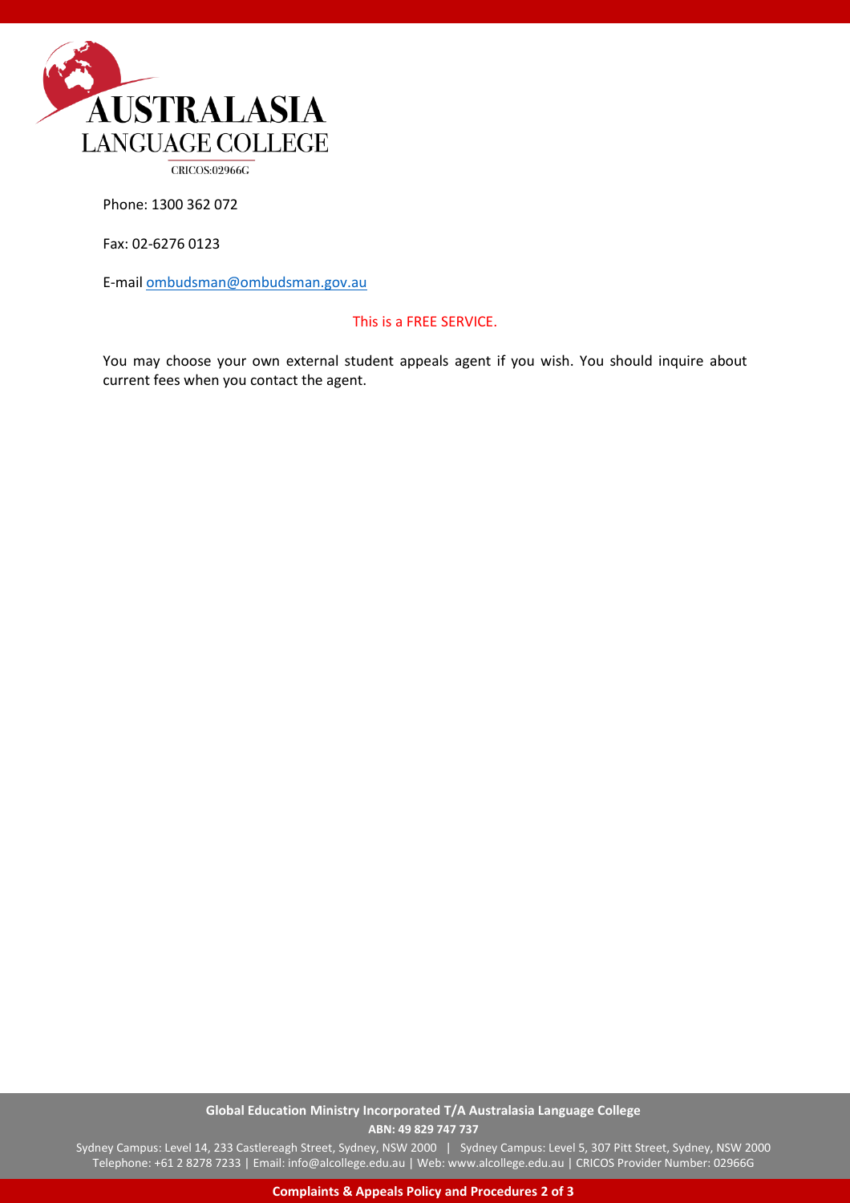Phone: 1300 362 072

Fax: 02-6276 0123

E-mail [ombudsman@ombudsman.gov.au](mailto:ombudsman@ombudsman.gov.au)

This is a FREE SERVICE.

You may choose your own external student appeals agent if you wish. You should inquire about current fees when you contact the agent.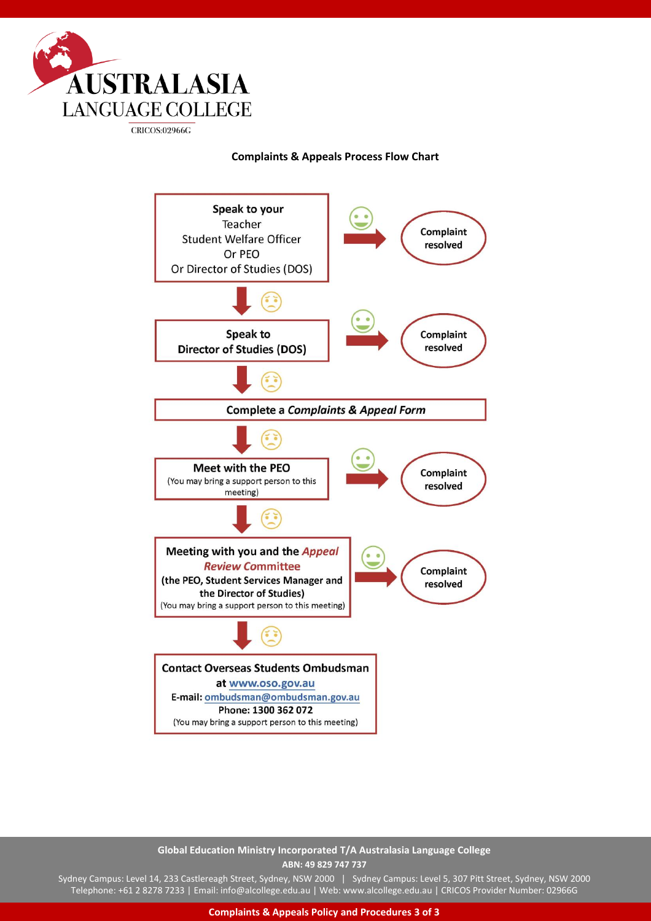AUSTRALASIA LANGUAGE COLLEGE

CRICOS:02966G

## Complaints & Appeals Process Flow Chart

**Speak to your**
Teacher
Student Welfare Officer
Or PEO
Or Director of Studies (DOS)

→ Complaint resolved

↓

**Speak to Director of Studies (DOS)**

→ Complaint resolved

↓

**Complete a *Complaints & Appeal Form***

↓

**Meet with the PEO**
(You may bring a support person to this meeting)

→ Complaint resolved

↓

**Meeting with you and the *Appeal Review Committee***
**(the PEO, Student Services Manager and the Director of Studies)**
(You may bring a support person to this meeting)

→ Complaint resolved

↓

**Contact Overseas Students Ombudsman**
**at www.oso.gov.au**
**E-mail:** ombudsman@ombudsman.gov.au
**Phone: 1300 362 072**
(You may bring a support person to this meeting)